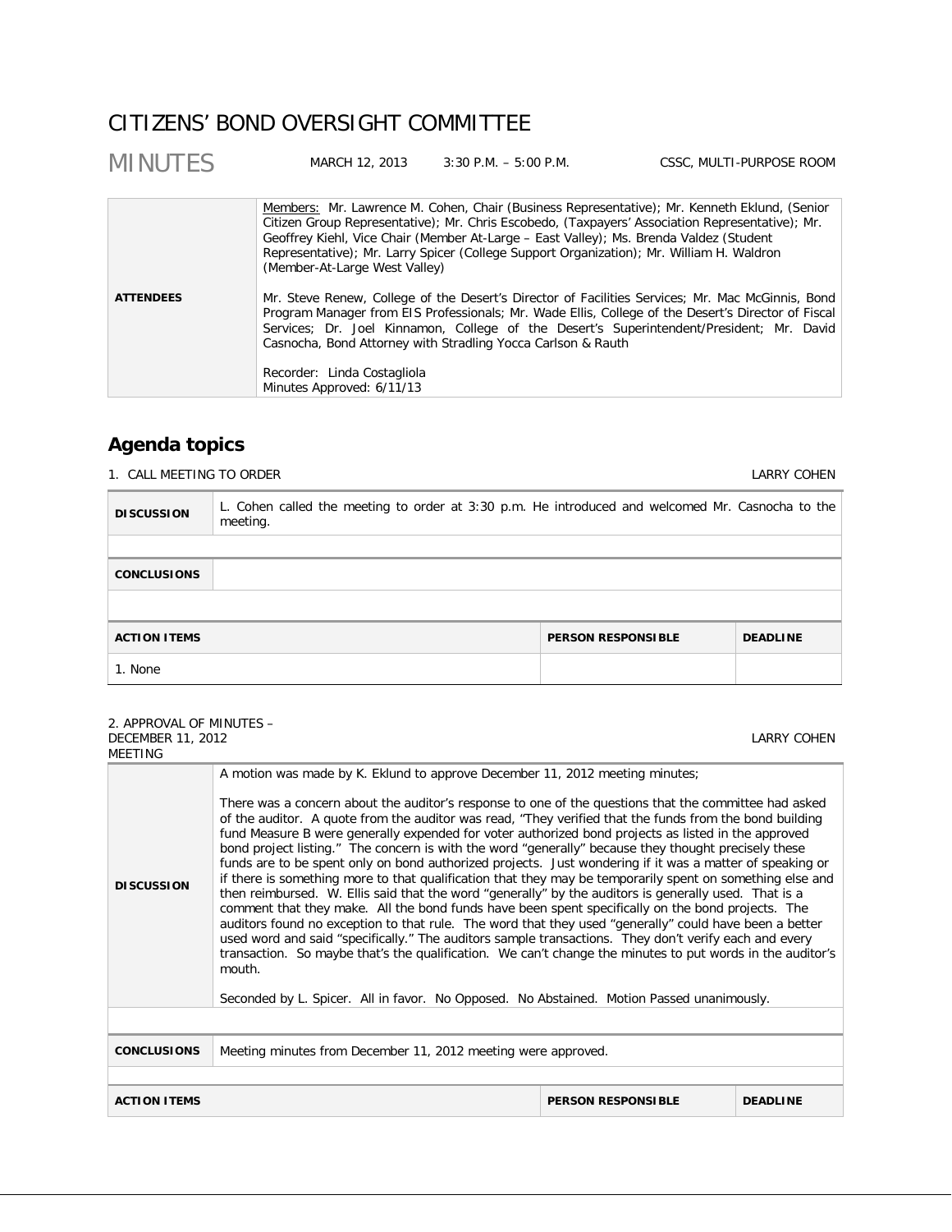# CITIZENS' BOND OVERSIGHT COMMITTEE

## MINUTES

MARCH 12, 2013 | 3:30 P.M. – 5:00 P.M. | CSSC, MULTI-PURPOSE ROOM

| | |
|---|---|
| **ATTENDEES** | Members: Mr. Lawrence M. Cohen, Chair (Business Representative); Mr. Kenneth Eklund, (Senior Citizen Group Representative); Mr. Chris Escobedo, (Taxpayers' Association Representative); Mr. Geoffrey Kiehl, Vice Chair (Member At-Large – East Valley); Ms. Brenda Valdez (Student Representative); Mr. Larry Spicer (College Support Organization); Mr. William H. Waldron (Member-At-Large West Valley)<br><br>Mr. Steve Renew, College of the Desert's Director of Facilities Services; Mr. Mac McGinnis, Bond Program Manager from EIS Professionals; Mr. Wade Ellis, College of the Desert's Director of Fiscal Services; Dr. Joel Kinnamon, College of the Desert's Superintendent/President; Mr. David Casnocha, Bond Attorney with Stradling Yocca Carlson & Rauth<br><br>Recorder: Linda Costagliola<br>Minutes Approved: 6/11/13 |

## Agenda topics

1. CALL MEETING TO ORDER — LARRY COHEN

| | |
|---|---|
| **DISCUSSION** | L. Cohen called the meeting to order at 3:30 p.m. He introduced and welcomed Mr. Casnocha to the meeting. |
| **CONCLUSIONS** | |

| ACTION ITEMS | PERSON RESPONSIBLE | DEADLINE |
|---|---|---|
| 1. None | | |

2. APPROVAL OF MINUTES – DECEMBER 11, 2012 MEETING — LARRY COHEN

| | |
|---|---|
| **DISCUSSION** | A motion was made by K. Eklund to approve December 11, 2012 meeting minutes;<br><br>There was a concern about the auditor's response to one of the questions that the committee had asked of the auditor. A quote from the auditor was read, "They verified that the funds from the bond building fund Measure B were generally expended for voter authorized bond projects as listed in the approved bond project listing." The concern is with the word "generally" because they thought precisely these funds are to be spent only on bond authorized projects. Just wondering if it was a matter of speaking or if there is something more to that qualification that they may be temporarily spent on something else and then reimbursed. W. Ellis said that the word "generally" by the auditors is generally used. That is a comment that they make. All the bond funds have been spent specifically on the bond projects. The auditors found no exception to that rule. The word that they used "generally" could have been a better used word and said "specifically." The auditors sample transactions. They don't verify each and every transaction. So maybe that's the qualification. We can't change the minutes to put words in the auditor's mouth.<br><br>Seconded by L. Spicer. All in favor. No Opposed. No Abstained. Motion Passed unanimously. |
| **CONCLUSIONS** | Meeting minutes from December 11, 2012 meeting were approved. |

| ACTION ITEMS | PERSON RESPONSIBLE | DEADLINE |
|---|---|---|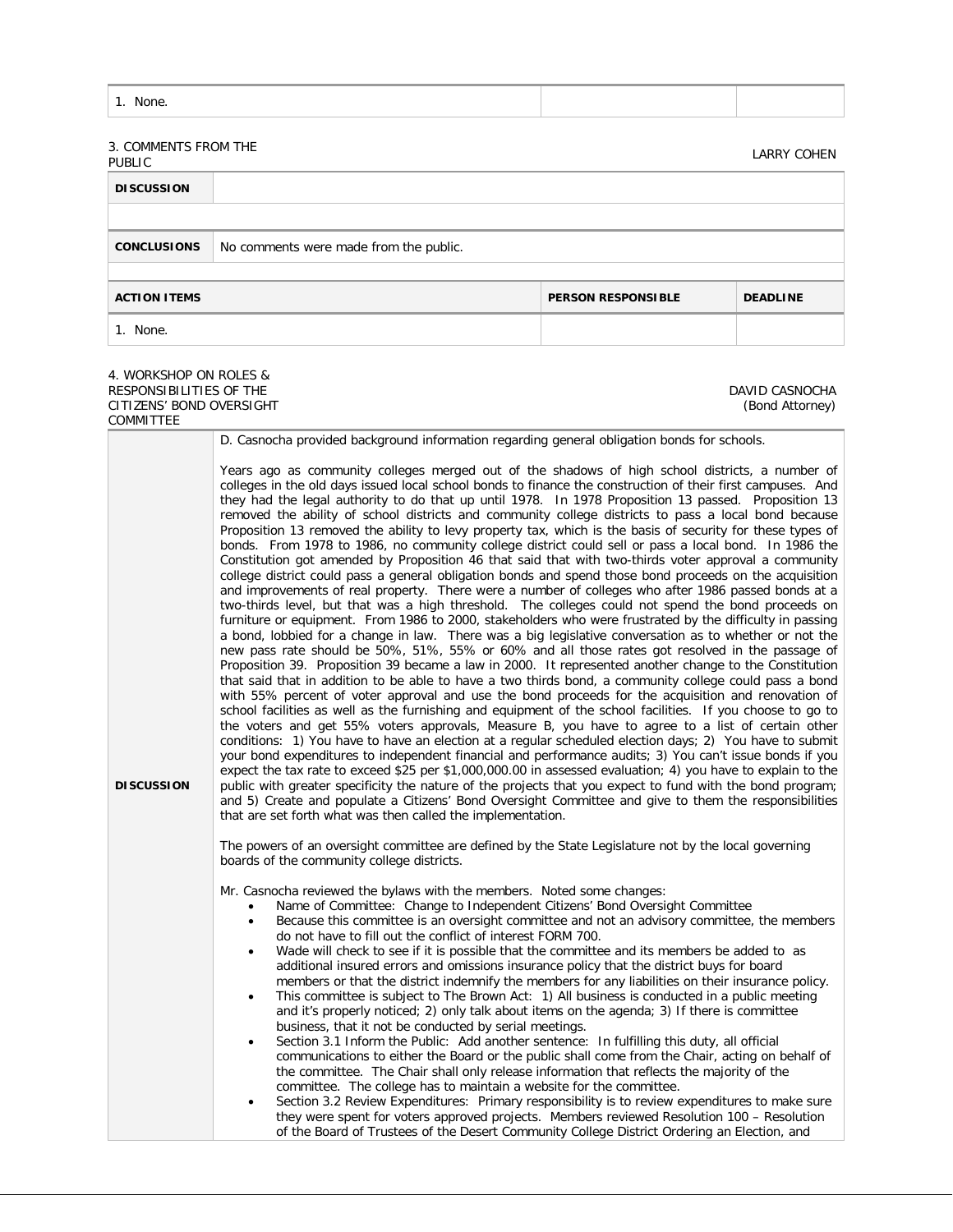| 1. None. | | |
|---|---|---|

3. COMMENTS FROM THE PUBLIC — LARRY COHEN

| DISCUSSION | |
|---|---|
| CONCLUSIONS | No comments were made from the public. |

| ACTION ITEMS | PERSON RESPONSIBLE | DEADLINE |
|---|---|---|
| 1. None. | | |

4. WORKSHOP ON ROLES & RESPONSIBILITIES OF THE CITIZENS' BOND OVERSIGHT COMMITTEE — DAVID CASNOCHA (Bond Attorney)

**DISCUSSION**

D. Casnocha provided background information regarding general obligation bonds for schools.

Years ago as community colleges merged out of the shadows of high school districts, a number of colleges in the old days issued local school bonds to finance the construction of their first campuses. And they had the legal authority to do that up until 1978. In 1978 Proposition 13 passed. Proposition 13 removed the ability of school districts and community college districts to pass a local bond because Proposition 13 removed the ability to levy property tax, which is the basis of security for these types of bonds. From 1978 to 1986, no community college district could sell or pass a local bond. In 1986 the Constitution got amended by Proposition 46 that said that with two-thirds voter approval a community college district could pass a general obligation bonds and spend those bond proceeds on the acquisition and improvements of real property. There were a number of colleges who after 1986 passed bonds at a two-thirds level, but that was a high threshold. The colleges could not spend the bond proceeds on furniture or equipment. From 1986 to 2000, stakeholders who were frustrated by the difficulty in passing a bond, lobbied for a change in law. There was a big legislative conversation as to whether or not the new pass rate should be 50%, 51%, 55% or 60% and all those rates got resolved in the passage of Proposition 39. Proposition 39 became a law in 2000. It represented another change to the Constitution that said that in addition to be able to have a two thirds bond, a community college could pass a bond with 55% percent of voter approval and use the bond proceeds for the acquisition and renovation of school facilities as well as the furnishing and equipment of the school facilities. If you choose to go to the voters and get 55% voters approvals, Measure B, you have to agree to a list of certain other conditions: 1) You have to have an election at a regular scheduled election days; 2) You have to submit your bond expenditures to independent financial and performance audits; 3) You can't issue bonds if you expect the tax rate to exceed $25 per $1,000,000.00 in assessed evaluation; 4) you have to explain to the public with greater specificity the nature of the projects that you expect to fund with the bond program; and 5) Create and populate a Citizens' Bond Oversight Committee and give to them the responsibilities that are set forth what was then called the implementation.

The powers of an oversight committee are defined by the State Legislature not by the local governing boards of the community college districts.

Mr. Casnocha reviewed the bylaws with the members. Noted some changes:

- Name of Committee: Change to Independent Citizens' Bond Oversight Committee
- Because this committee is an oversight committee and not an advisory committee, the members do not have to fill out the conflict of interest FORM 700.
- Wade will check to see if it is possible that the committee and its members be added to as additional insured errors and omissions insurance policy that the district buys for board members or that the district indemnify the members for any liabilities on their insurance policy.
- This committee is subject to The Brown Act: 1) All business is conducted in a public meeting and it's properly noticed; 2) only talk about items on the agenda; 3) If there is committee business, that it not be conducted by serial meetings.
- Section 3.1 Inform the Public: Add another sentence: In fulfilling this duty, all official communications to either the Board or the public shall come from the Chair, acting on behalf of the committee. The Chair shall only release information that reflects the majority of the committee. The college has to maintain a website for the committee.
- Section 3.2 Review Expenditures: Primary responsibility is to review expenditures to make sure they were spent for voters approved projects. Members reviewed Resolution 100 – Resolution of the Board of Trustees of the Desert Community College District Ordering an Election, and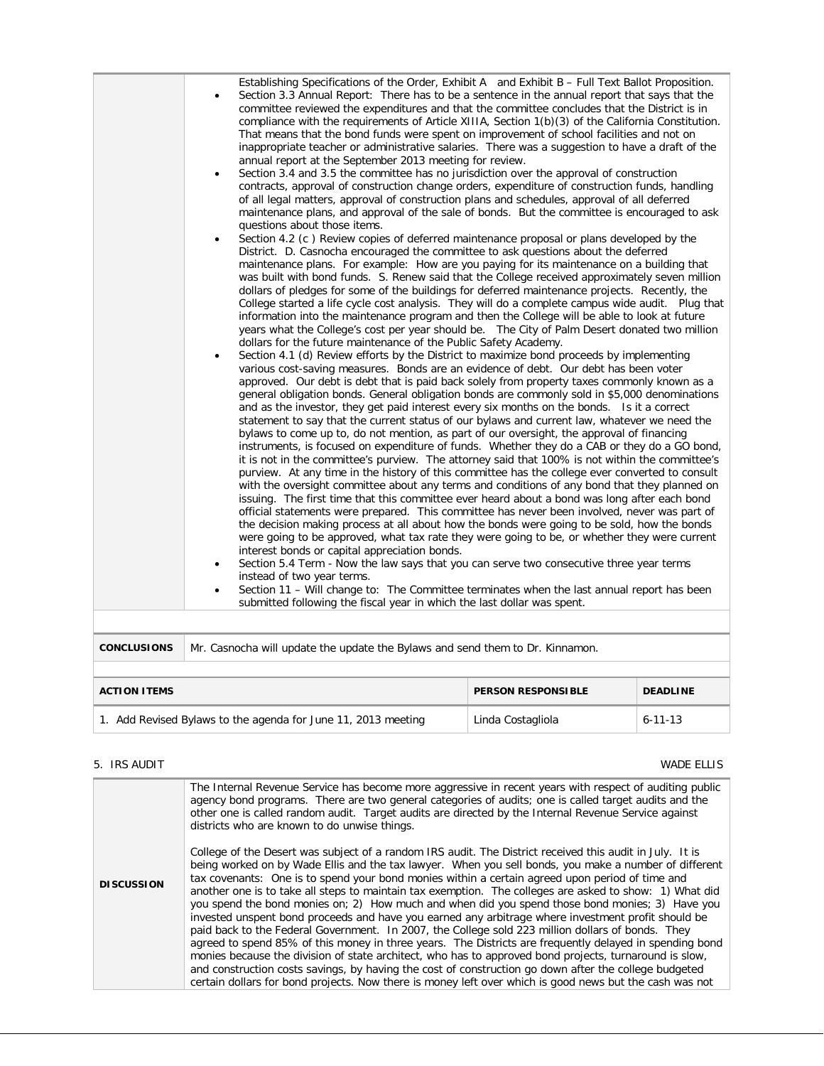| | |
|---|---|
| | Establishing Specifications of the Order, Exhibit A and Exhibit B – Full Text Ballot Proposition.<br>• Section 3.3 Annual Report: There has to be a sentence in the annual report that says that the committee reviewed the expenditures and that the committee concludes that the District is in compliance with the requirements of Article XIIIA, Section 1(b)(3) of the California Constitution. That means that the bond funds were spent on improvement of school facilities and not on inappropriate teacher or administrative salaries. There was a suggestion to have a draft of the annual report at the September 2013 meeting for review.<br>• Section 3.4 and 3.5 the committee has no jurisdiction over the approval of construction contracts, approval of construction change orders, expenditure of construction funds, handling of all legal matters, approval of construction plans and schedules, approval of all deferred maintenance plans, and approval of the sale of bonds. But the committee is encouraged to ask questions about those items.<br>• Section 4.2 (c ) Review copies of deferred maintenance proposal or plans developed by the District. D. Casnocha encouraged the committee to ask questions about the deferred maintenance plans. For example: How are you paying for its maintenance on a building that was built with bond funds. S. Renew said that the College received approximately seven million dollars of pledges for some of the buildings for deferred maintenance projects. Recently, the College started a life cycle cost analysis. They will do a complete campus wide audit. Plug that information into the maintenance program and then the College will be able to look at future years what the College's cost per year should be. The City of Palm Desert donated two million dollars for the future maintenance of the Public Safety Academy.<br>• Section 4.1 (d) Review efforts by the District to maximize bond proceeds by implementing various cost-saving measures. Bonds are an evidence of debt. Our debt has been voter approved. Our debt is debt that is paid back solely from property taxes commonly known as a general obligation bonds. General obligation bonds are commonly sold in $5,000 denominations and as the investor, they get paid interest every six months on the bonds. Is it a correct statement to say that the current status of our bylaws and current law, whatever we need the bylaws to come up to, do not mention, as part of our oversight, the approval of financing instruments, is focused on expenditure of funds. Whether they do a CAB or they do a GO bond, it is not in the committee's purview. The attorney said that 100% is not within the committee's purview. At any time in the history of this committee has the college ever converted to consult with the oversight committee about any terms and conditions of any bond that they planned on issuing. The first time that this committee ever heard about a bond was long after each bond official statements were prepared. This committee has never been involved, never was part of the decision making process at all about how the bonds were going to be sold, how the bonds were going to be approved, what tax rate they were going to be, or whether they were current interest bonds or capital appreciation bonds.<br>• Section 5.4 Term - Now the law says that you can serve two consecutive three year terms instead of two year terms.<br>• Section 11 – Will change to: The Committee terminates when the last annual report has been submitted following the fiscal year in which the last dollar was spent. |
| **CONCLUSIONS** | Mr. Casnocha will update the update the Bylaws and send them to Dr. Kinnamon. |

| ACTION ITEMS | PERSON RESPONSIBLE | DEADLINE |
|---|---|---|
| 1. Add Revised Bylaws to the agenda for June 11, 2013 meeting | Linda Costagliola | 6-11-13 |

5. IRS AUDIT WADE ELLIS

| | |
|---|---|
| **DISCUSSION** | The Internal Revenue Service has become more aggressive in recent years with respect of auditing public agency bond programs. There are two general categories of audits; one is called target audits and the other one is called random audit. Target audits are directed by the Internal Revenue Service against districts who are known to do unwise things.<br><br>College of the Desert was subject of a random IRS audit. The District received this audit in July. It is being worked on by Wade Ellis and the tax lawyer. When you sell bonds, you make a number of different tax covenants: One is to spend your bond monies within a certain agreed upon period of time and another one is to take all steps to maintain tax exemption. The colleges are asked to show: 1) What did you spend the bond monies on; 2) How much and when did you spend those bond monies; 3) Have you invested unspent bond proceeds and have you earned any arbitrage where investment profit should be paid back to the Federal Government. In 2007, the College sold 223 million dollars of bonds. They agreed to spend 85% of this money in three years. The Districts are frequently delayed in spending bond monies because the division of state architect, who has to approved bond projects, turnaround is slow, and construction costs savings, by having the cost of construction go down after the college budgeted certain dollars for bond projects. Now there is money left over which is good news but the cash was not |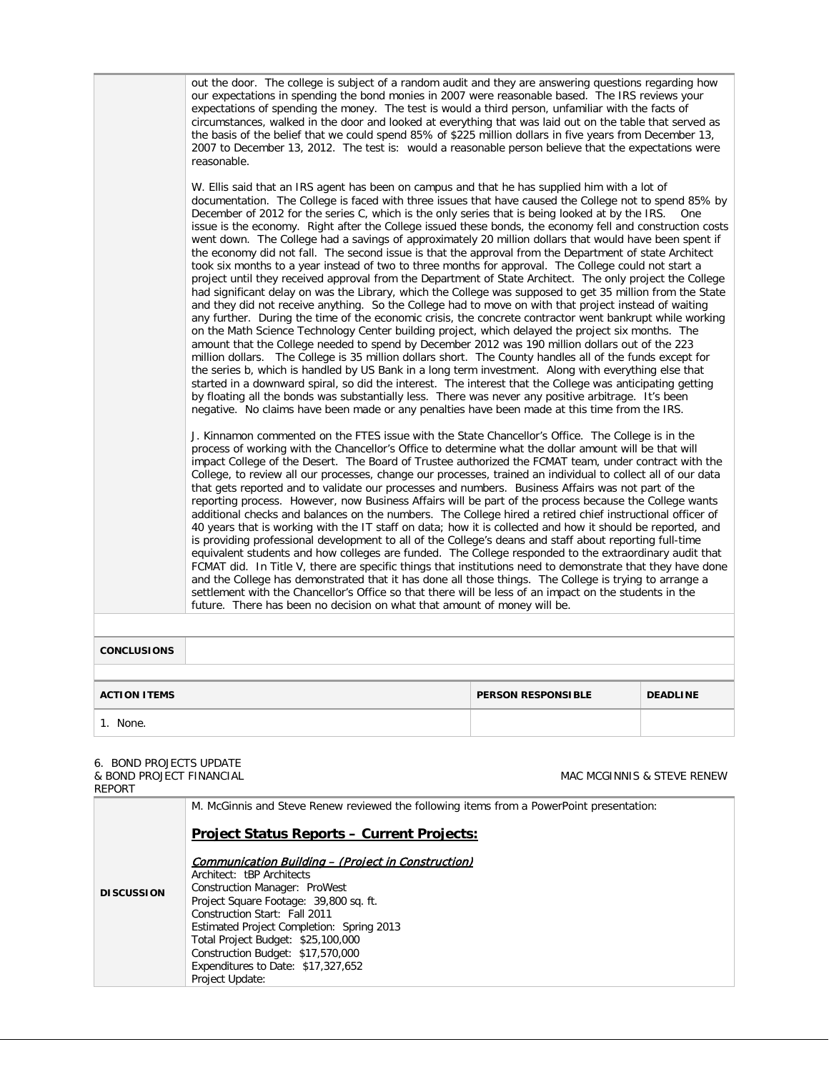| | |
|---|---|
| | out the door. The college is subject of a random audit and they are answering questions regarding how our expectations in spending the bond monies in 2007 were reasonable based. The IRS reviews your expectations of spending the money. The test is would a third person, unfamiliar with the facts of circumstances, walked in the door and looked at everything that was laid out on the table that served as the basis of the belief that we could spend 85% of $225 million dollars in five years from December 13, 2007 to December 13, 2012. The test is: would a reasonable person believe that the expectations were reasonable.<br><br>W. Ellis said that an IRS agent has been on campus and that he has supplied him with a lot of documentation. The College is faced with three issues that have caused the College not to spend 85% by December of 2012 for the series C, which is the only series that is being looked at by the IRS. One issue is the economy. Right after the College issued these bonds, the economy fell and construction costs went down. The College had a savings of approximately 20 million dollars that would have been spent if the economy did not fall. The second issue is that the approval from the Department of state Architect took six months to a year instead of two to three months for approval. The College could not start a project until they received approval from the Department of State Architect. The only project the College had significant delay on was the Library, which the College was supposed to get 35 million from the State and they did not receive anything. So the College had to move on with that project instead of waiting any further. During the time of the economic crisis, the concrete contractor went bankrupt while working on the Math Science Technology Center building project, which delayed the project six months. The amount that the College needed to spend by December 2012 was 190 million dollars out of the 223 million dollars. The College is 35 million dollars short. The County handles all of the funds except for the series b, which is handled by US Bank in a long term investment. Along with everything else that started in a downward spiral, so did the interest. The interest that the College was anticipating getting by floating all the bonds was substantially less. There was never any positive arbitrage. It's been negative. No claims have been made or any penalties have been made at this time from the IRS.<br><br>J. Kinnamon commented on the FTES issue with the State Chancellor's Office. The College is in the process of working with the Chancellor's Office to determine what the dollar amount will be that will impact College of the Desert. The Board of Trustee authorized the FCMAT team, under contract with the College, to review all our processes, change our processes, trained an individual to collect all of our data that gets reported and to validate our processes and numbers. Business Affairs was not part of the reporting process. However, now Business Affairs will be part of the process because the College wants additional checks and balances on the numbers. The College hired a retired chief instructional officer of 40 years that is working with the IT staff on data; how it is collected and how it should be reported, and is providing professional development to all of the College's deans and staff about reporting full-time equivalent students and how colleges are funded. The College responded to the extraordinary audit that FCMAT did. In Title V, there are specific things that institutions need to demonstrate that they have done and the College has demonstrated that it has done all those things. The College is trying to arrange a settlement with the Chancellor's Office so that there will be less of an impact on the students in the future. There has been no decision on what that amount of money will be. |
| **CONCLUSIONS** | |

| **ACTION ITEMS** | **PERSON RESPONSIBLE** | **DEADLINE** |
|---|---|---|
| 1. None. | | |

6. BOND PROJECTS UPDATE & BOND PROJECT FINANCIAL REPORT — MAC MCGINNIS & STEVE RENEW

| | |
|---|---|
| **DISCUSSION** | M. McGinnis and Steve Renew reviewed the following items from a PowerPoint presentation:<br><br>**Project Status Reports – Current Projects:**<br><br>*Communication Building – (Project in Construction)*<br>Architect: tBP Architects<br>Construction Manager: ProWest<br>Project Square Footage: 39,800 sq. ft.<br>Construction Start: Fall 2011<br>Estimated Project Completion: Spring 2013<br>Total Project Budget: $25,100,000<br>Construction Budget: $17,570,000<br>Expenditures to Date: $17,327,652<br>Project Update: |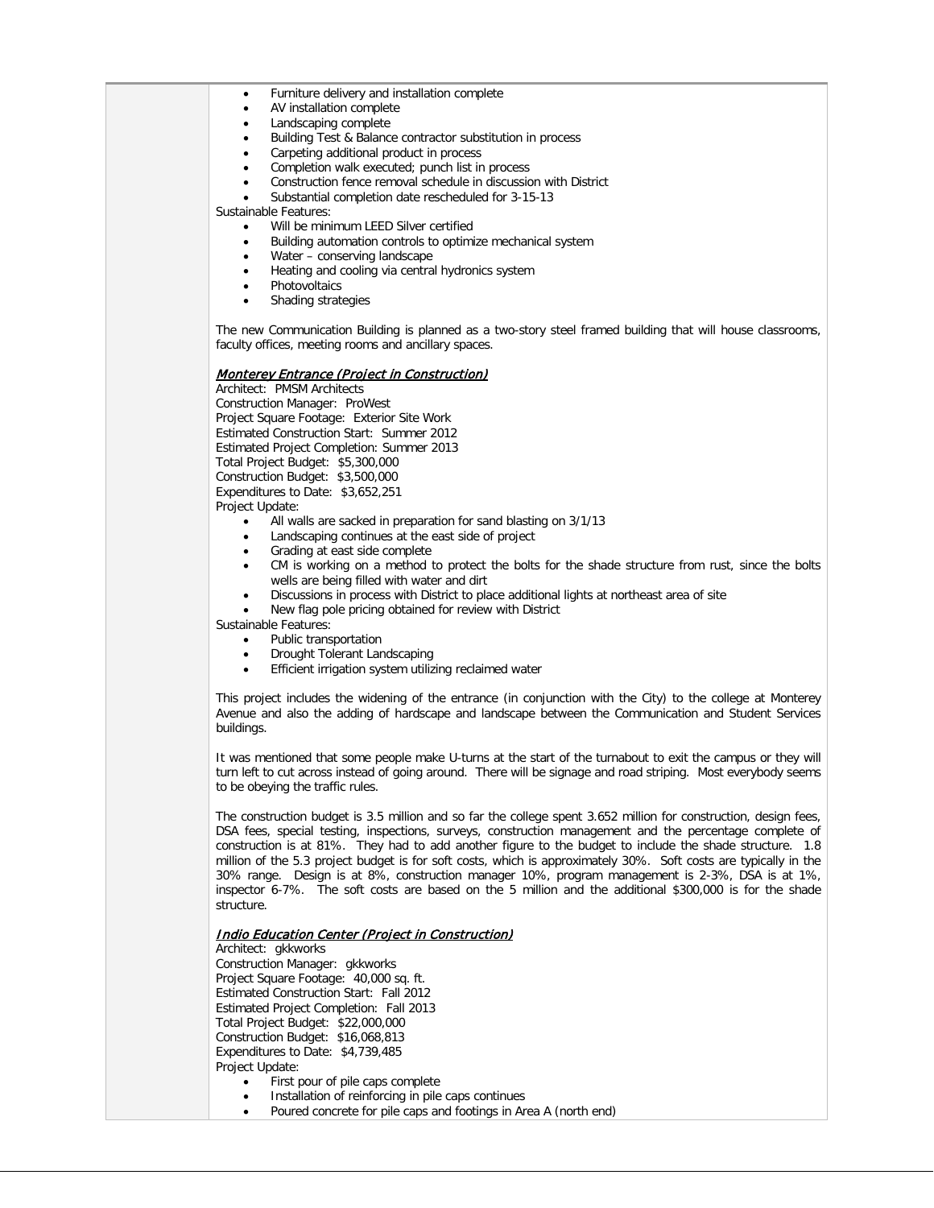- Furniture delivery and installation complete
- AV installation complete
- Landscaping complete
- Building Test & Balance contractor substitution in process
- Carpeting additional product in process
- Completion walk executed; punch list in process
- Construction fence removal schedule in discussion with District
- Substantial completion date rescheduled for 3-15-13

Sustainable Features:

- Will be minimum LEED Silver certified
- Building automation controls to optimize mechanical system
- Water – conserving landscape
- Heating and cooling via central hydronics system
- Photovoltaics
- Shading strategies

The new Communication Building is planned as a two-story steel framed building that will house classrooms, faculty offices, meeting rooms and ancillary spaces.

***Monterey Entrance (Project in Construction)***

Architect: PMSM Architects
Construction Manager: ProWest
Project Square Footage: Exterior Site Work
Estimated Construction Start: Summer 2012
Estimated Project Completion: Summer 2013
Total Project Budget: $5,300,000
Construction Budget: $3,500,000
Expenditures to Date: $3,652,251
Project Update:

- All walls are sacked in preparation for sand blasting on 3/1/13
- Landscaping continues at the east side of project
- Grading at east side complete
- CM is working on a method to protect the bolts for the shade structure from rust, since the bolts wells are being filled with water and dirt
- Discussions in process with District to place additional lights at northeast area of site
- New flag pole pricing obtained for review with District

Sustainable Features:

- Public transportation
- Drought Tolerant Landscaping
- Efficient irrigation system utilizing reclaimed water

This project includes the widening of the entrance (in conjunction with the City) to the college at Monterey Avenue and also the adding of hardscape and landscape between the Communication and Student Services buildings.

It was mentioned that some people make U-turns at the start of the turnabout to exit the campus or they will turn left to cut across instead of going around. There will be signage and road striping. Most everybody seems to be obeying the traffic rules.

The construction budget is 3.5 million and so far the college spent 3.652 million for construction, design fees, DSA fees, special testing, inspections, surveys, construction management and the percentage complete of construction is at 81%. They had to add another figure to the budget to include the shade structure. 1.8 million of the 5.3 project budget is for soft costs, which is approximately 30%. Soft costs are typically in the 30% range. Design is at 8%, construction manager 10%, program management is 2-3%, DSA is at 1%, inspector 6-7%. The soft costs are based on the 5 million and the additional $300,000 is for the shade structure.

***Indio Education Center (Project in Construction)***

Architect: gkkworks
Construction Manager: gkkworks
Project Square Footage: 40,000 sq. ft.
Estimated Construction Start: Fall 2012
Estimated Project Completion: Fall 2013
Total Project Budget: $22,000,000
Construction Budget: $16,068,813
Expenditures to Date: $4,739,485
Project Update:

- First pour of pile caps complete
- Installation of reinforcing in pile caps continues
- Poured concrete for pile caps and footings in Area A (north end)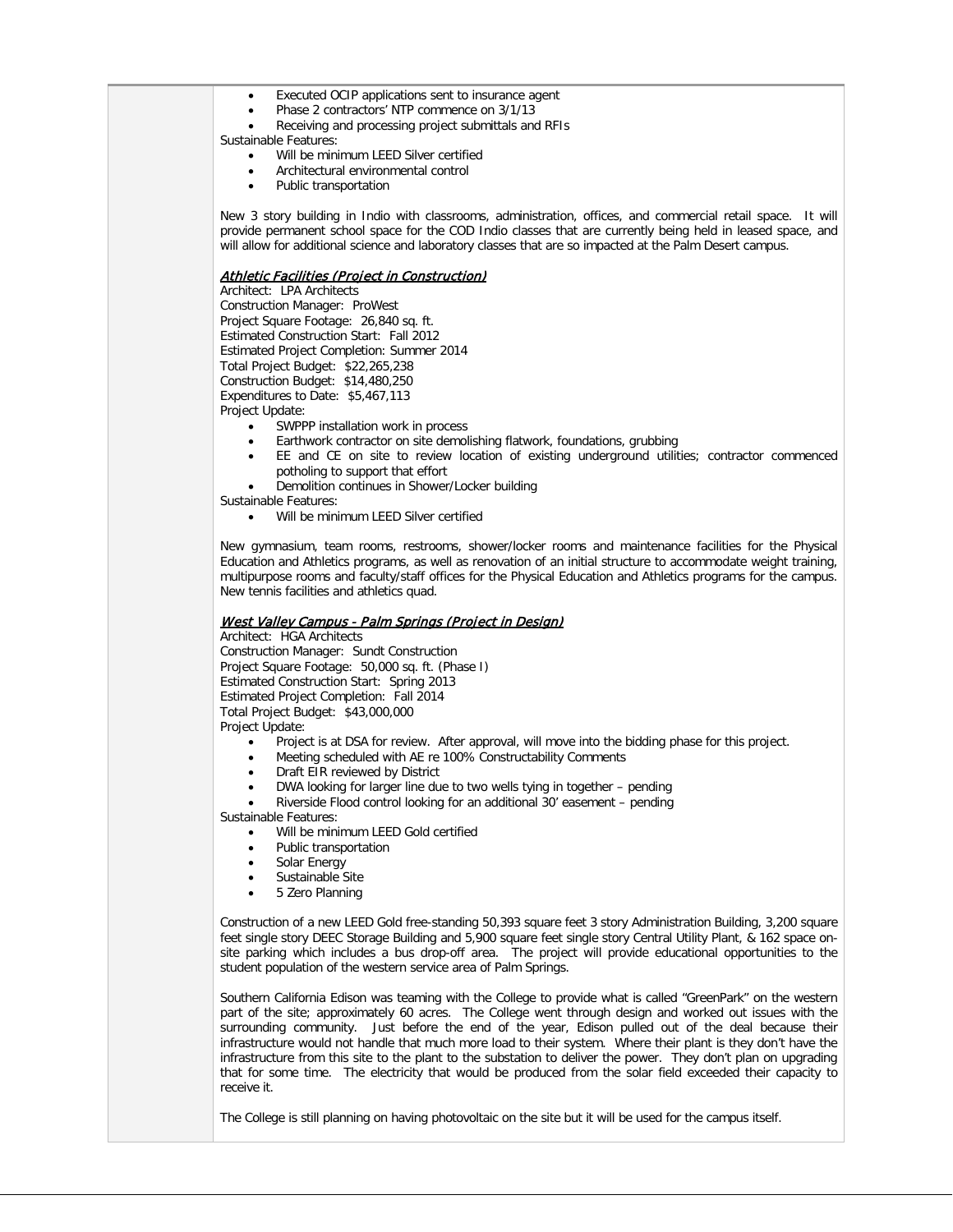- Executed OCIP applications sent to insurance agent
- Phase 2 contractors' NTP commence on 3/1/13
- Receiving and processing project submittals and RFIs

Sustainable Features:

- Will be minimum LEED Silver certified
- Architectural environmental control
- Public transportation

New 3 story building in Indio with classrooms, administration, offices, and commercial retail space. It will provide permanent school space for the COD Indio classes that are currently being held in leased space, and will allow for additional science and laboratory classes that are so impacted at the Palm Desert campus.

***Athletic Facilities (Project in Construction)***

Architect: LPA Architects
Construction Manager: ProWest
Project Square Footage: 26,840 sq. ft.
Estimated Construction Start: Fall 2012
Estimated Project Completion: Summer 2014
Total Project Budget: $22,265,238
Construction Budget: $14,480,250
Expenditures to Date: $5,467,113
Project Update:

- SWPPP installation work in process
- Earthwork contractor on site demolishing flatwork, foundations, grubbing
- EE and CE on site to review location of existing underground utilities; contractor commenced potholing to support that effort
- Demolition continues in Shower/Locker building

Sustainable Features:

- Will be minimum LEED Silver certified

New gymnasium, team rooms, restrooms, shower/locker rooms and maintenance facilities for the Physical Education and Athletics programs, as well as renovation of an initial structure to accommodate weight training, multipurpose rooms and faculty/staff offices for the Physical Education and Athletics programs for the campus. New tennis facilities and athletics quad.

***West Valley Campus - Palm Springs (Project in Design)***

Architect: HGA Architects
Construction Manager: Sundt Construction
Project Square Footage: 50,000 sq. ft. (Phase I)
Estimated Construction Start: Spring 2013
Estimated Project Completion: Fall 2014
Total Project Budget: $43,000,000
Project Update:

- Project is at DSA for review. After approval, will move into the bidding phase for this project.
- Meeting scheduled with AE re 100% Constructability Comments
- Draft EIR reviewed by District
- DWA looking for larger line due to two wells tying in together – pending
- Riverside Flood control looking for an additional 30' easement – pending

Sustainable Features:

- Will be minimum LEED Gold certified
- Public transportation
- Solar Energy
- Sustainable Site
- 5 Zero Planning

Construction of a new LEED Gold free-standing 50,393 square feet 3 story Administration Building, 3,200 square feet single story DEEC Storage Building and 5,900 square feet single story Central Utility Plant, & 162 space on-site parking which includes a bus drop-off area. The project will provide educational opportunities to the student population of the western service area of Palm Springs.

Southern California Edison was teaming with the College to provide what is called "GreenPark" on the western part of the site; approximately 60 acres. The College went through design and worked out issues with the surrounding community. Just before the end of the year, Edison pulled out of the deal because their infrastructure would not handle that much more load to their system. Where their plant is they don't have the infrastructure from this site to the plant to the substation to deliver the power. They don't plan on upgrading that for some time. The electricity that would be produced from the solar field exceeded their capacity to receive it.

The College is still planning on having photovoltaic on the site but it will be used for the campus itself.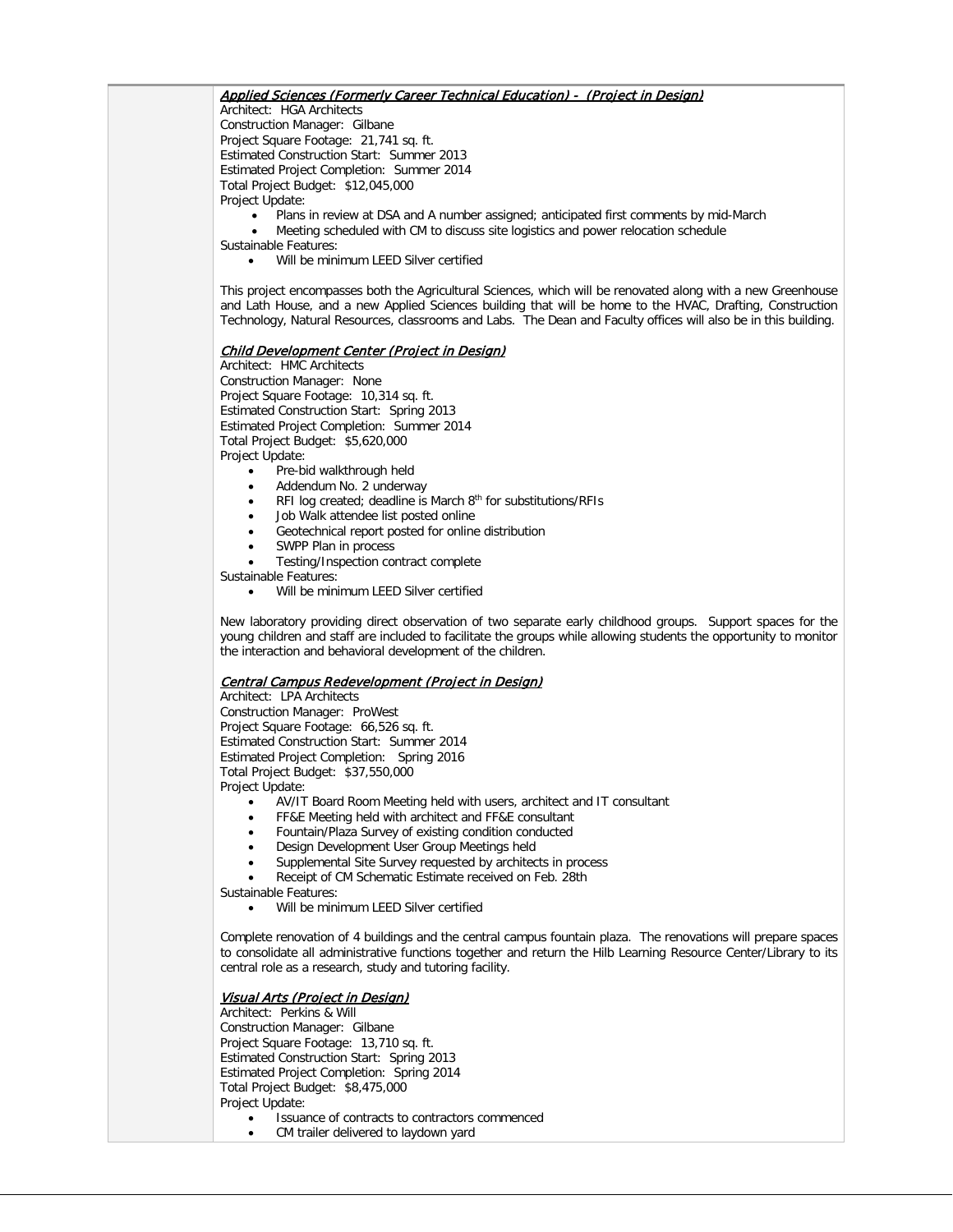***Applied Sciences (Formerly Career Technical Education) - (Project in Design)***

Architect: HGA Architects
Construction Manager: Gilbane
Project Square Footage: 21,741 sq. ft.
Estimated Construction Start: Summer 2013
Estimated Project Completion: Summer 2014
Total Project Budget: $12,045,000
Project Update:

- Plans in review at DSA and A number assigned; anticipated first comments by mid-March
- Meeting scheduled with CM to discuss site logistics and power relocation schedule

Sustainable Features:

- Will be minimum LEED Silver certified

This project encompasses both the Agricultural Sciences, which will be renovated along with a new Greenhouse and Lath House, and a new Applied Sciences building that will be home to the HVAC, Drafting, Construction Technology, Natural Resources, classrooms and Labs. The Dean and Faculty offices will also be in this building.

***Child Development Center (Project in Design)***

Architect: HMC Architects
Construction Manager: None
Project Square Footage: 10,314 sq. ft.
Estimated Construction Start: Spring 2013
Estimated Project Completion: Summer 2014
Total Project Budget: $5,620,000
Project Update:

- Pre-bid walkthrough held
- Addendum No. 2 underway
- RFI log created; deadline is March 8th for substitutions/RFIs
- Job Walk attendee list posted online
- Geotechnical report posted for online distribution
- SWPP Plan in process
- Testing/Inspection contract complete

Sustainable Features:

- Will be minimum LEED Silver certified

New laboratory providing direct observation of two separate early childhood groups. Support spaces for the young children and staff are included to facilitate the groups while allowing students the opportunity to monitor the interaction and behavioral development of the children.

***Central Campus Redevelopment (Project in Design)***

Architect: LPA Architects
Construction Manager: ProWest
Project Square Footage: 66,526 sq. ft.
Estimated Construction Start: Summer 2014
Estimated Project Completion: Spring 2016
Total Project Budget: $37,550,000
Project Update:

- AV/IT Board Room Meeting held with users, architect and IT consultant
- FF&E Meeting held with architect and FF&E consultant
- Fountain/Plaza Survey of existing condition conducted
- Design Development User Group Meetings held
- Supplemental Site Survey requested by architects in process
- Receipt of CM Schematic Estimate received on Feb. 28th

Sustainable Features:

- Will be minimum LEED Silver certified

Complete renovation of 4 buildings and the central campus fountain plaza. The renovations will prepare spaces to consolidate all administrative functions together and return the Hilb Learning Resource Center/Library to its central role as a research, study and tutoring facility.

***Visual Arts (Project in Design)***

Architect: Perkins & Will
Construction Manager: Gilbane
Project Square Footage: 13,710 sq. ft.
Estimated Construction Start: Spring 2013
Estimated Project Completion: Spring 2014
Total Project Budget: $8,475,000
Project Update:

- Issuance of contracts to contractors commenced
- CM trailer delivered to laydown yard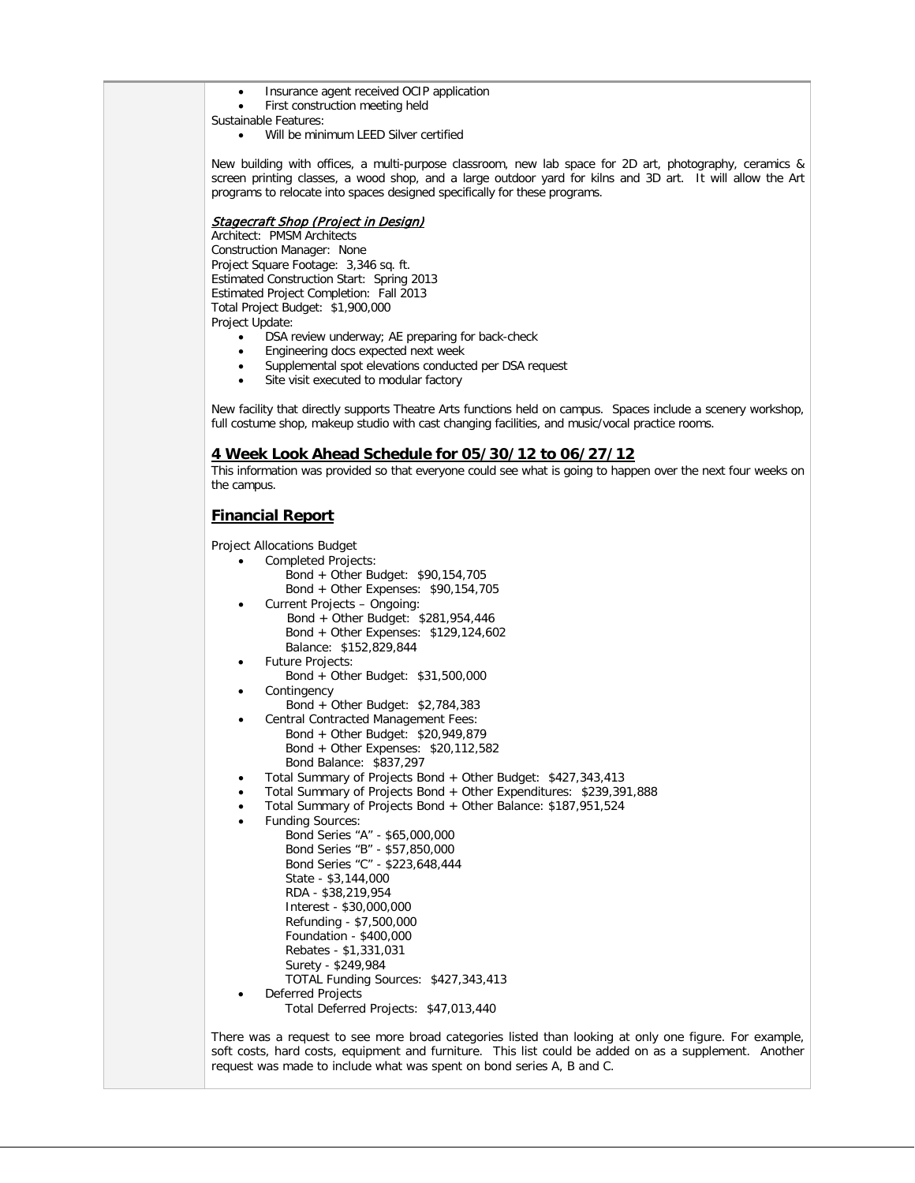- Insurance agent received OCIP application
- First construction meeting held

Sustainable Features:

- Will be minimum LEED Silver certified

New building with offices, a multi-purpose classroom, new lab space for 2D art, photography, ceramics & screen printing classes, a wood shop, and a large outdoor yard for kilns and 3D art. It will allow the Art programs to relocate into spaces designed specifically for these programs.

*Stagecraft Shop (Project in Design)*

Architect: PMSM Architects
Construction Manager: None
Project Square Footage: 3,346 sq. ft.
Estimated Construction Start: Spring 2013
Estimated Project Completion: Fall 2013
Total Project Budget: $1,900,000
Project Update:

- DSA review underway; AE preparing for back-check
- Engineering docs expected next week
- Supplemental spot elevations conducted per DSA request
- Site visit executed to modular factory

New facility that directly supports Theatre Arts functions held on campus. Spaces include a scenery workshop, full costume shop, makeup studio with cast changing facilities, and music/vocal practice rooms.

## 4 Week Look Ahead Schedule for 05/30/12 to 06/27/12

This information was provided so that everyone could see what is going to happen over the next four weeks on the campus.

## Financial Report

Project Allocations Budget

- Completed Projects:
  - Bond + Other Budget: $90,154,705
  - Bond + Other Expenses: $90,154,705
- Current Projects – Ongoing:
  - Bond + Other Budget: $281,954,446
  - Bond + Other Expenses: $129,124,602
  - Balance: $152,829,844
- Future Projects:
  - Bond + Other Budget: $31,500,000
- Contingency
  - Bond + Other Budget: $2,784,383
- Central Contracted Management Fees:
  - Bond + Other Budget: $20,949,879
  - Bond + Other Expenses: $20,112,582
  - Bond Balance: $837,297
- Total Summary of Projects Bond + Other Budget: $427,343,413
- Total Summary of Projects Bond + Other Expenditures: $239,391,888
- Total Summary of Projects Bond + Other Balance: $187,951,524
- Funding Sources:
  - Bond Series "A" - $65,000,000
  - Bond Series "B" - $57,850,000
  - Bond Series "C" - $223,648,444
  - State - $3,144,000
  - RDA - $38,219,954
  - Interest - $30,000,000
  - Refunding - $7,500,000
  - Foundation - $400,000
  - Rebates - $1,331,031
  - Surety - $249,984
  - TOTAL Funding Sources: $427,343,413
- Deferred Projects
  - Total Deferred Projects: $47,013,440

There was a request to see more broad categories listed than looking at only one figure. For example, soft costs, hard costs, equipment and furniture. This list could be added on as a supplement. Another request was made to include what was spent on bond series A, B and C.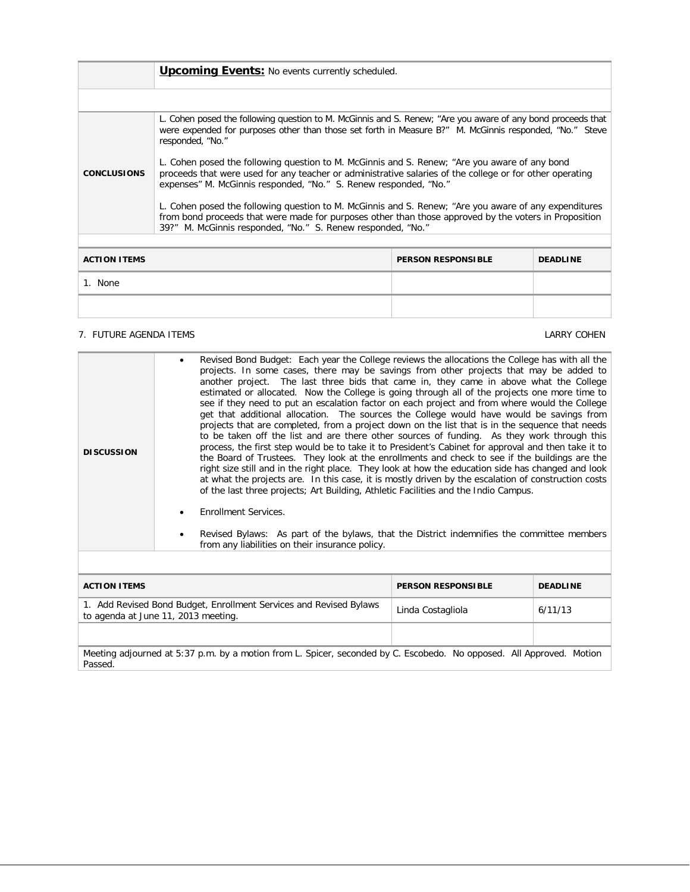| | |
|---|---|
| | **Upcoming Events:** No events currently scheduled. |
| | |
| **CONCLUSIONS** | L. Cohen posed the following question to M. McGinnis and S. Renew; "Are you aware of any bond proceeds that were expended for purposes other than those set forth in Measure B?" M. McGinnis responded, "No." Steve responded, "No."<br><br>L. Cohen posed the following question to M. McGinnis and S. Renew; "Are you aware of any bond proceeds that were used for any teacher or administrative salaries of the college or for other operating expenses" M. McGinnis responded, "No." S. Renew responded, "No."<br><br>L. Cohen posed the following question to M. McGinnis and S. Renew; "Are you aware of any expenditures from bond proceeds that were made for purposes other than those approved by the voters in Proposition 39?" M. McGinnis responded, "No." S. Renew responded, "No." |

| ACTION ITEMS | PERSON RESPONSIBLE | DEADLINE |
|---|---|---|
| 1. None | | |
| | | |

7. FUTURE AGENDA ITEMS — LARRY COHEN

| | |
|---|---|
| **DISCUSSION** | • Revised Bond Budget: Each year the College reviews the allocations the College has with all the projects. In some cases, there may be savings from other projects that may be added to another project. The last three bids that came in, they came in above what the College estimated or allocated. Now the College is going through all of the projects one more time to see if they need to put an escalation factor on each project and from where would the College get that additional allocation. The sources the College would have would be savings from projects that are completed, from a project down on the list that is in the sequence that needs to be taken off the list and are there other sources of funding. As they work through this process, the first step would be to take it to President's Cabinet for approval and then take it to the Board of Trustees. They look at the enrollments and check to see if the buildings are the right size still and in the right place. They look at how the education side has changed and look at what the projects are. In this case, it is mostly driven by the escalation of construction costs of the last three projects; Art Building, Athletic Facilities and the Indio Campus.<br><br>• Enrollment Services.<br><br>• Revised Bylaws: As part of the bylaws, that the District indemnifies the committee members from any liabilities on their insurance policy. |

| ACTION ITEMS | PERSON RESPONSIBLE | DEADLINE |
|---|---|---|
| 1. Add Revised Bond Budget, Enrollment Services and Revised Bylaws to agenda at June 11, 2013 meeting. | Linda Costagliola | 6/11/13 |
| | | |

Meeting adjourned at 5:37 p.m. by a motion from L. Spicer, seconded by C. Escobedo. No opposed. All Approved. Motion Passed.